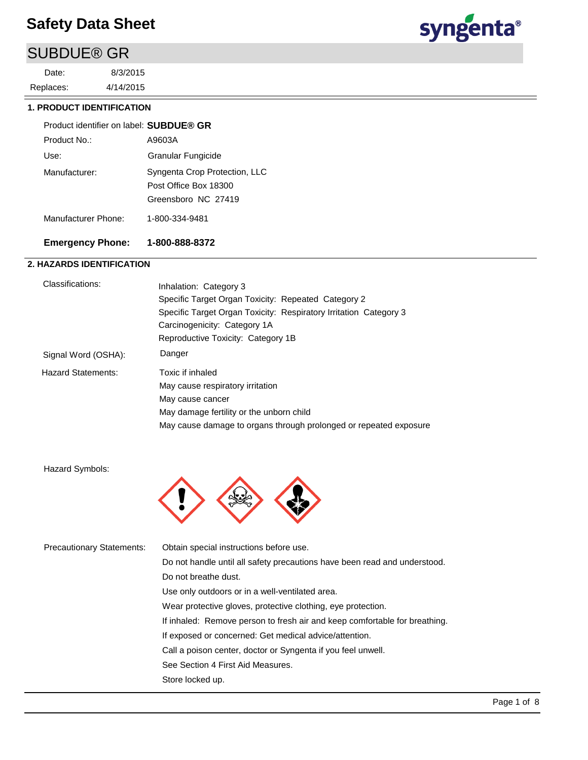# Safety Data Sheet

## SUBDUE® GR

Date: 8/3/2015
Replaces: 4/14/2015

### 1. PRODUCT IDENTIFICATION

| | |
|---|---|
| Product identifier on label: | **SUBDUE® GR** |
| Product No.: | A9603A |
| Use: | Granular Fungicide |
| Manufacturer: | Syngenta Crop Protection, LLC<br>Post Office Box 18300<br>Greensboro NC 27419 |
| Manufacturer Phone: | 1-800-334-9481 |
| **Emergency Phone:** | **1-800-888-8372** |

### 2. HAZARDS IDENTIFICATION

Classifications:
- Inhalation: Category 3
- Specific Target Organ Toxicity: Repeated Category 2
- Specific Target Organ Toxicity: Respiratory Irritation Category 3
- Carcinogenicity: Category 1A
- Reproductive Toxicity: Category 1B

Signal Word (OSHA): Danger

Hazard Statements:
- Toxic if inhaled
- May cause respiratory irritation
- May cause cancer
- May damage fertility or the unborn child
- May cause damage to organs through prolonged or repeated exposure

Hazard Symbols:

Precautionary Statements:
- Obtain special instructions before use.
- Do not handle until all safety precautions have been read and understood.
- Do not breathe dust.
- Use only outdoors or in a well-ventilated area.
- Wear protective gloves, protective clothing, eye protection.
- If inhaled: Remove person to fresh air and keep comfortable for breathing.
- If exposed or concerned: Get medical advice/attention.
- Call a poison center, doctor or Syngenta if you feel unwell.
- See Section 4 First Aid Measures.
- Store locked up.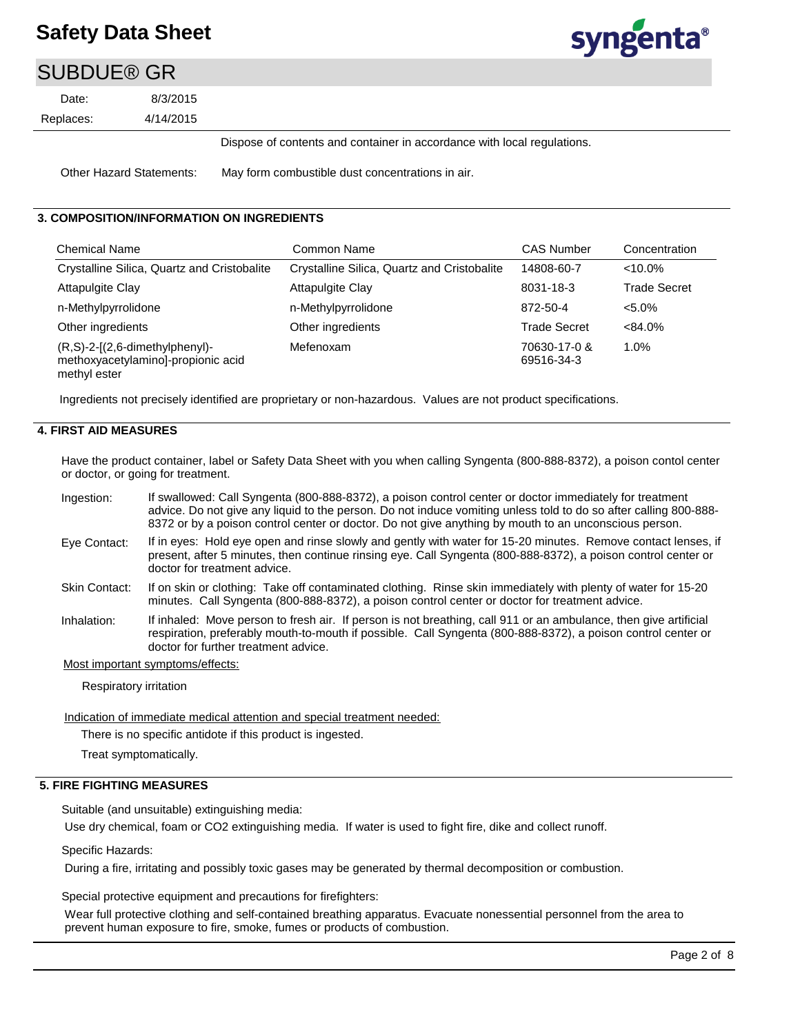Dispose of contents and container in accordance with local regulations.

Other Hazard Statements: May form combustible dust concentrations in air.

## 3. COMPOSITION/INFORMATION ON INGREDIENTS

| Chemical Name | Common Name | CAS Number | Concentration |
|---|---|---|---|
| Crystalline Silica, Quartz and Cristobalite | Crystalline Silica, Quartz and Cristobalite | 14808-60-7 | <10.0% |
| Attapulgite Clay | Attapulgite Clay | 8031-18-3 | Trade Secret |
| n-Methylpyrrolidone | n-Methylpyrrolidone | 872-50-4 | <5.0% |
| Other ingredients | Other ingredients | Trade Secret | <84.0% |
| (R,S)-2-[(2,6-dimethylphenyl)-methoxyacetylamino]-propionic acid methyl ester | Mefenoxam | 70630-17-0 & 69516-34-3 | 1.0% |

Ingredients not precisely identified are proprietary or non-hazardous. Values are not product specifications.

## 4. FIRST AID MEASURES

Have the product container, label or Safety Data Sheet with you when calling Syngenta (800-888-8372), a poison contol center or doctor, or going for treatment.

Ingestion: If swallowed: Call Syngenta (800-888-8372), a poison control center or doctor immediately for treatment advice. Do not give any liquid to the person. Do not induce vomiting unless told to do so after calling 800-888-8372 or by a poison control center or doctor. Do not give anything by mouth to an unconscious person.

Eye Contact: If in eyes: Hold eye open and rinse slowly and gently with water for 15-20 minutes. Remove contact lenses, if present, after 5 minutes, then continue rinsing eye. Call Syngenta (800-888-8372), a poison control center or doctor for treatment advice.

Skin Contact: If on skin or clothing: Take off contaminated clothing. Rinse skin immediately with plenty of water for 15-20 minutes. Call Syngenta (800-888-8372), a poison control center or doctor for treatment advice.

Inhalation: If inhaled: Move person to fresh air. If person is not breathing, call 911 or an ambulance, then give artificial respiration, preferably mouth-to-mouth if possible. Call Syngenta (800-888-8372), a poison control center or doctor for further treatment advice.

Most important symptoms/effects:

Respiratory irritation

Indication of immediate medical attention and special treatment needed:

There is no specific antidote if this product is ingested.

Treat symptomatically.

## 5. FIRE FIGHTING MEASURES

Suitable (and unsuitable) extinguishing media:

Use dry chemical, foam or CO2 extinguishing media. If water is used to fight fire, dike and collect runoff.

Specific Hazards:

During a fire, irritating and possibly toxic gases may be generated by thermal decomposition or combustion.

Special protective equipment and precautions for firefighters:

Wear full protective clothing and self-contained breathing apparatus. Evacuate nonessential personnel from the area to prevent human exposure to fire, smoke, fumes or products of combustion.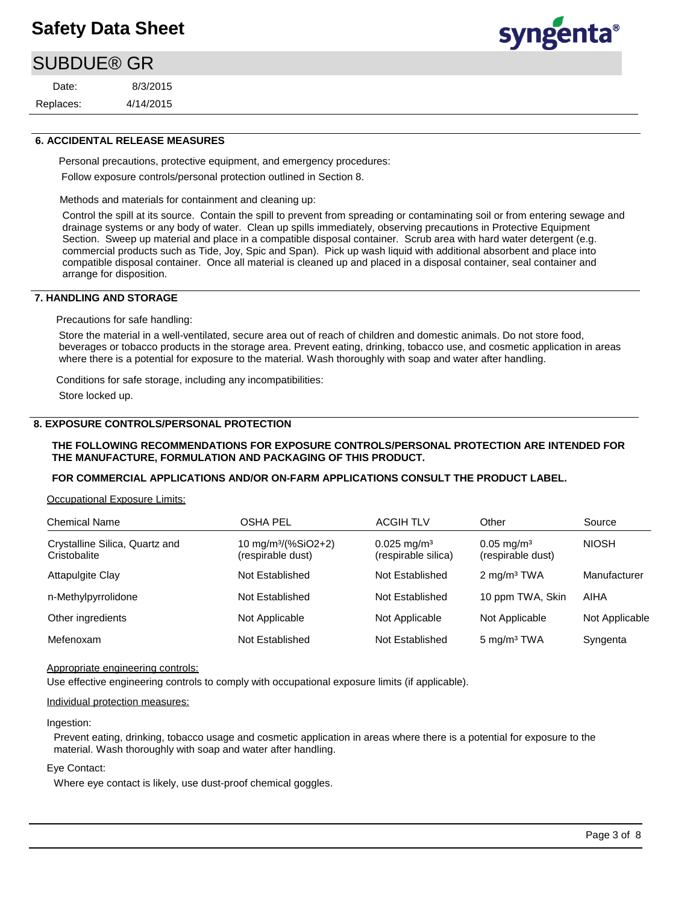## 6. ACCIDENTAL RELEASE MEASURES

Personal precautions, protective equipment, and emergency procedures:

Follow exposure controls/personal protection outlined in Section 8.

Methods and materials for containment and cleaning up:

Control the spill at its source. Contain the spill to prevent from spreading or contaminating soil or from entering sewage and drainage systems or any body of water. Clean up spills immediately, observing precautions in Protective Equipment Section. Sweep up material and place in a compatible disposal container. Scrub area with hard water detergent (e.g. commercial products such as Tide, Joy, Spic and Span). Pick up wash liquid with additional absorbent and place into compatible disposal container. Once all material is cleaned up and placed in a disposal container, seal container and arrange for disposition.

## 7. HANDLING AND STORAGE

Precautions for safe handling:

Store the material in a well-ventilated, secure area out of reach of children and domestic animals. Do not store food, beverages or tobacco products in the storage area. Prevent eating, drinking, tobacco use, and cosmetic application in areas where there is a potential for exposure to the material. Wash thoroughly with soap and water after handling.

Conditions for safe storage, including any incompatibilities:

Store locked up.

## 8. EXPOSURE CONTROLS/PERSONAL PROTECTION

**THE FOLLOWING RECOMMENDATIONS FOR EXPOSURE CONTROLS/PERSONAL PROTECTION ARE INTENDED FOR THE MANUFACTURE, FORMULATION AND PACKAGING OF THIS PRODUCT.**

**FOR COMMERCIAL APPLICATIONS AND/OR ON-FARM APPLICATIONS CONSULT THE PRODUCT LABEL.**

Occupational Exposure Limits:

| Chemical Name | OSHA PEL | ACGIH TLV | Other | Source |
|---|---|---|---|---|
| Crystalline Silica, Quartz and Cristobalite | 10 mg/m³/(%$SiO_2$+2) (respirable dust) | 0.025 mg/m³ (respirable silica) | 0.05 mg/m³ (respirable dust) | NIOSH |
| Attapulgite Clay | Not Established | Not Established | 2 mg/m³ TWA | Manufacturer |
| n-Methylpyrrolidone | Not Established | Not Established | 10 ppm TWA, Skin | AIHA |
| Other ingredients | Not Applicable | Not Applicable | Not Applicable | Not Applicable |
| Mefenoxam | Not Established | Not Established | 5 mg/m³ TWA | Syngenta |

Appropriate engineering controls:

Use effective engineering controls to comply with occupational exposure limits (if applicable).

Individual protection measures:

Ingestion:

Prevent eating, drinking, tobacco usage and cosmetic application in areas where there is a potential for exposure to the material. Wash thoroughly with soap and water after handling.

Eye Contact:

Where eye contact is likely, use dust-proof chemical goggles.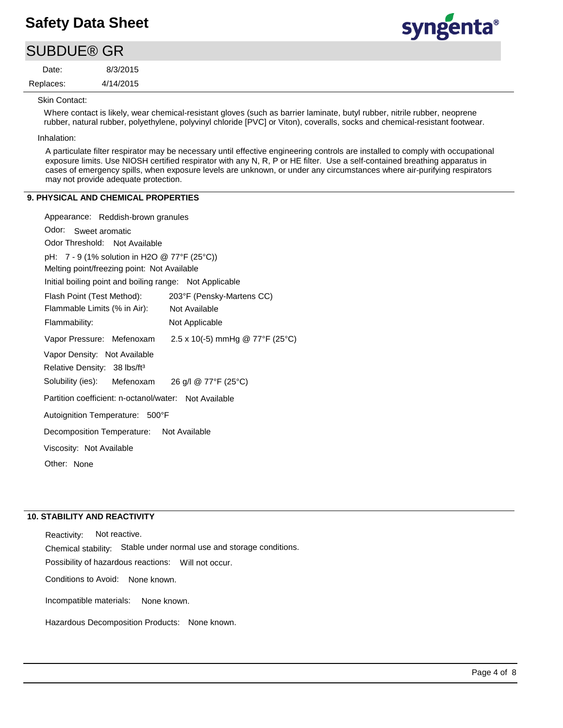Skin Contact:

Where contact is likely, wear chemical-resistant gloves (such as barrier laminate, butyl rubber, nitrile rubber, neoprene rubber, natural rubber, polyethylene, polyvinyl chloride [PVC] or Viton), coveralls, socks and chemical-resistant footwear.

Inhalation:

A particulate filter respirator may be necessary until effective engineering controls are installed to comply with occupational exposure limits. Use NIOSH certified respirator with any N, R, P or HE filter. Use a self-contained breathing apparatus in cases of emergency spills, when exposure levels are unknown, or under any circumstances where air-purifying respirators may not provide adequate protection.

## 9. PHYSICAL AND CHEMICAL PROPERTIES

Appearance: Reddish-brown granules

Odor: Sweet aromatic

Odor Threshold: Not Available

pH: 7 - 9 (1% solution in $H_2O$ @ 77°F (25°C))

Melting point/freezing point: Not Available

Initial boiling point and boiling range: Not Applicable

Flash Point (Test Method): 203°F (Pensky-Martens CC)

Flammable Limits (% in Air): Not Available

Flammability: Not Applicable

Vapor Pressure: Mefenoxam 2.5 x 10(-5) mmHg @ 77°F (25°C)

Vapor Density: Not Available

Relative Density: 38 lbs/ft³

Solubility (ies): Mefenoxam 26 g/l @ 77°F (25°C)

Partition coefficient: n-octanol/water: Not Available

Autoignition Temperature: 500°F

Decomposition Temperature: Not Available

Viscosity: Not Available

Other: None

## 10. STABILITY AND REACTIVITY

Reactivity: Not reactive.

Chemical stability: Stable under normal use and storage conditions.

Possibility of hazardous reactions: Will not occur.

Conditions to Avoid: None known.

Incompatible materials: None known.

Hazardous Decomposition Products: None known.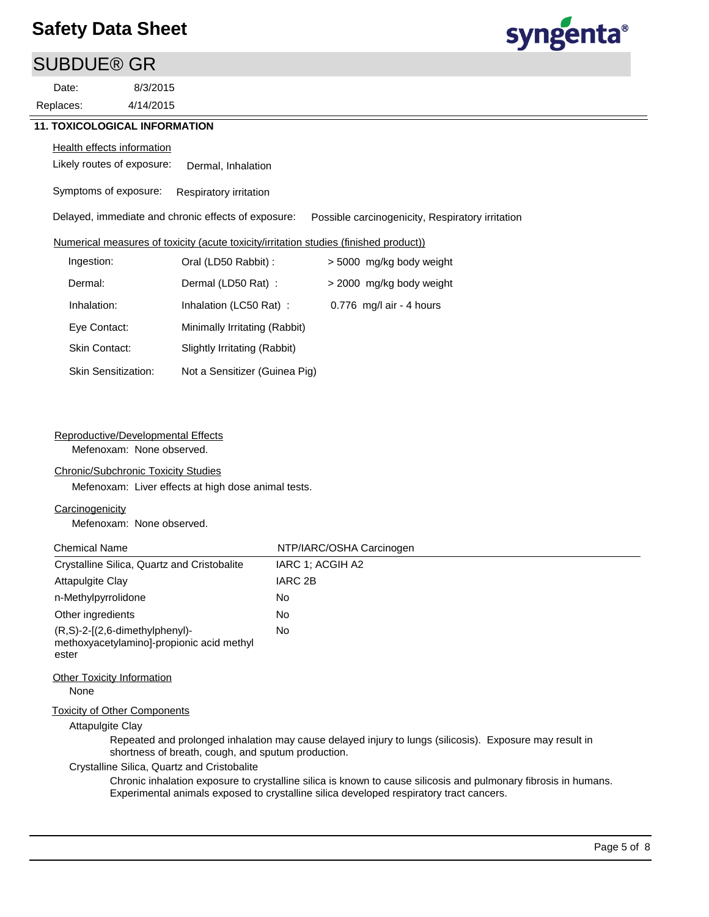# Safety Data Sheet

## SUBDUE® GR

Date: 8/3/2015
Replaces: 4/14/2015

### 11. TOXICOLOGICAL INFORMATION

Health effects information

Likely routes of exposure: Dermal, Inhalation

Symptoms of exposure: Respiratory irritation

Delayed, immediate and chronic effects of exposure: Possible carcinogenicity, Respiratory irritation

Numerical measures of toxicity (acute toxicity/irritation studies (finished product))

| | | |
|---|---|---|
| Ingestion: | Oral (LD50 Rabbit) : | > 5000 mg/kg body weight |
| Dermal: | Dermal (LD50 Rat) : | > 2000 mg/kg body weight |
| Inhalation: | Inhalation (LC50 Rat) : | 0.776 mg/l air - 4 hours |
| Eye Contact: | Minimally Irritating (Rabbit) | |
| Skin Contact: | Slightly Irritating (Rabbit) | |
| Skin Sensitization: | Not a Sensitizer (Guinea Pig) | |

Reproductive/Developmental Effects
Mefenoxam: None observed.

Chronic/Subchronic Toxicity Studies
Mefenoxam: Liver effects at high dose animal tests.

Carcinogenicity
Mefenoxam: None observed.

| Chemical Name | NTP/IARC/OSHA Carcinogen |
|---|---|
| Crystalline Silica, Quartz and Cristobalite | IARC 1; ACGIH A2 |
| Attapulgite Clay | IARC 2B |
| n-Methylpyrrolidone | No |
| Other ingredients | No |
| (R,S)-2-[(2,6-dimethylphenyl)-methoxyacetylamino]-propionic acid methyl ester | No |

Other Toxicity Information
None

Toxicity of Other Components

Attapulgite Clay
Repeated and prolonged inhalation may cause delayed injury to lungs (silicosis). Exposure may result in shortness of breath, cough, and sputum production.

Crystalline Silica, Quartz and Cristobalite
Chronic inhalation exposure to crystalline silica is known to cause silicosis and pulmonary fibrosis in humans. Experimental animals exposed to crystalline silica developed respiratory tract cancers.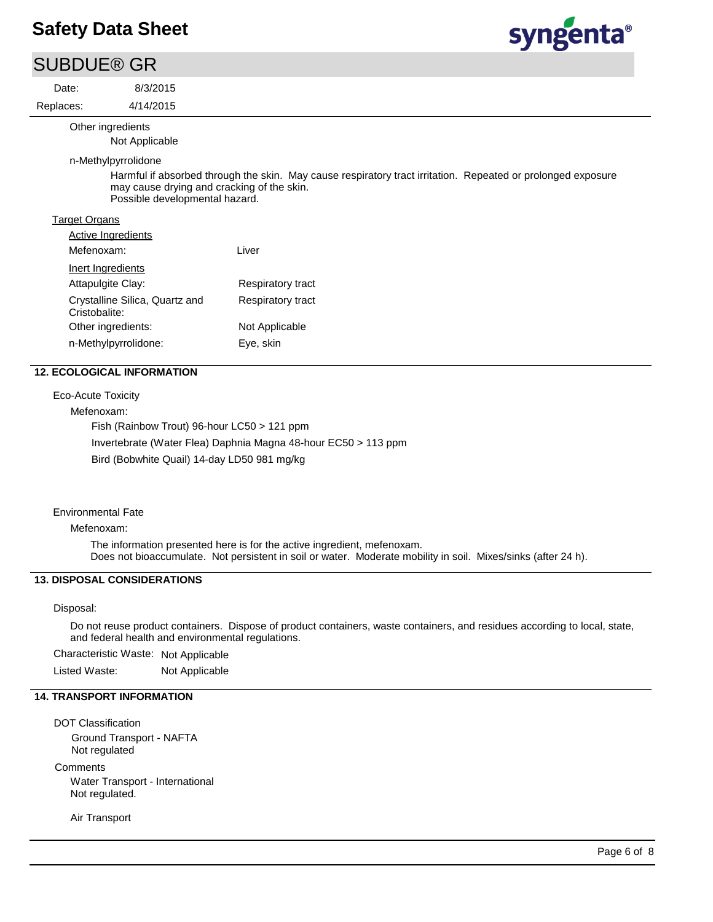Other ingredients

Not Applicable

n-Methylpyrrolidone

Harmful if absorbed through the skin. May cause respiratory tract irritation. Repeated or prolonged exposure may cause drying and cracking of the skin.
Possible developmental hazard.

Target Organs

Active Ingredients

| | |
|---|---|
| Mefenoxam: | Liver |

Inert Ingredients

| | |
|---|---|
| Attapulgite Clay: | Respiratory tract |
| Crystalline Silica, Quartz and Cristobalite: | Respiratory tract |
| Other ingredients: | Not Applicable |
| n-Methylpyrrolidone: | Eye, skin |

## 12. ECOLOGICAL INFORMATION

Eco-Acute Toxicity

Mefenoxam:

Fish (Rainbow Trout) 96-hour LC50 > 121 ppm

Invertebrate (Water Flea) Daphnia Magna 48-hour EC50 > 113 ppm

Bird (Bobwhite Quail) 14-day LD50 981 mg/kg

Environmental Fate

Mefenoxam:

The information presented here is for the active ingredient, mefenoxam.
Does not bioaccumulate. Not persistent in soil or water. Moderate mobility in soil. Mixes/sinks (after 24 h).

## 13. DISPOSAL CONSIDERATIONS

Disposal:

Do not reuse product containers. Dispose of product containers, waste containers, and residues according to local, state, and federal health and environmental regulations.

Characteristic Waste: Not Applicable

Listed Waste: Not Applicable

## 14. TRANSPORT INFORMATION

DOT Classification

Ground Transport - NAFTA
Not regulated

Comments

Water Transport - International
Not regulated.

Air Transport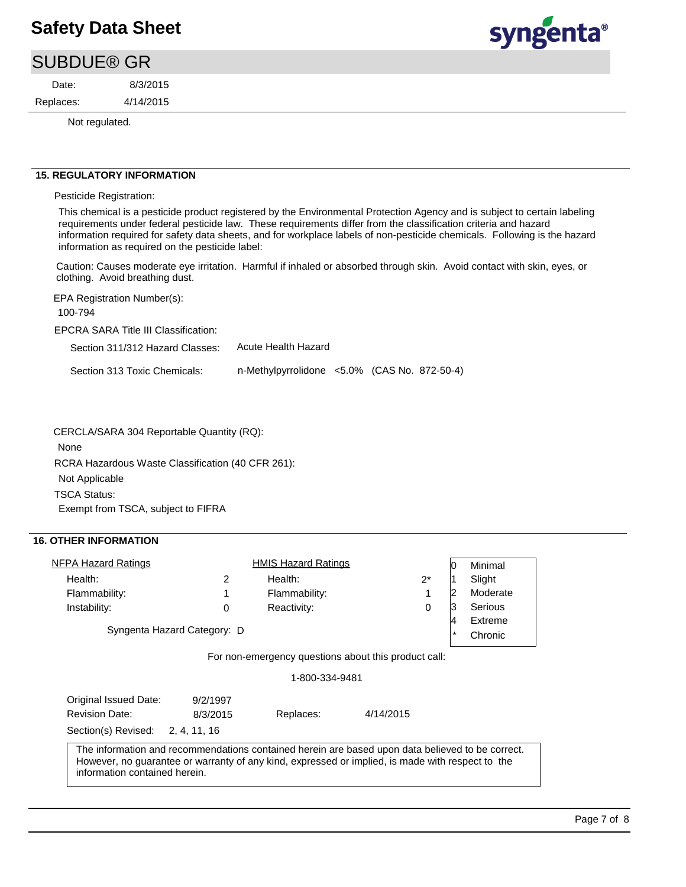Not regulated.

## 15. REGULATORY INFORMATION

Pesticide Registration:

This chemical is a pesticide product registered by the Environmental Protection Agency and is subject to certain labeling requirements under federal pesticide law. These requirements differ from the classification criteria and hazard information required for safety data sheets, and for workplace labels of non-pesticide chemicals. Following is the hazard information as required on the pesticide label:

Caution: Causes moderate eye irritation. Harmful if inhaled or absorbed through skin. Avoid contact with skin, eyes, or clothing. Avoid breathing dust.

EPA Registration Number(s):

100-794

EPCRA SARA Title III Classification:

| | |
|---|---|
| Section 311/312 Hazard Classes: | Acute Health Hazard |
| Section 313 Toxic Chemicals: | n-Methylpyrrolidone <5.0% (CAS No. 872-50-4) |

CERCLA/SARA 304 Reportable Quantity (RQ):

None

RCRA Hazardous Waste Classification (40 CFR 261):

Not Applicable

TSCA Status:

Exempt from TSCA, subject to FIFRA

## 16. OTHER INFORMATION

| NFPA Hazard Ratings | | HMIS Hazard Ratings | | | |
|---|---|---|---|---|---|
| Health: | 2 | Health: | 2* | 0 | Minimal |
| Flammability: | 1 | Flammability: | 1 | 1 | Slight |
| Instability: | 0 | Reactivity: | 0 | 2 | Moderate |
| | | | | 3 | Serious |
| | | | | 4 | Extreme |
| | | | | * | Chronic |

Syngenta Hazard Category: D

For non-emergency questions about this product call:

1-800-334-9481

| | | | |
|---|---|---|---|
| Original Issued Date: | 9/2/1997 | | |
| Revision Date: | 8/3/2015 | Replaces: | 4/14/2015 |
| Section(s) Revised: | 2, 4, 11, 16 | | |

The information and recommendations contained herein are based upon data believed to be correct. However, no guarantee or warranty of any kind, expressed or implied, is made with respect to the information contained herein.